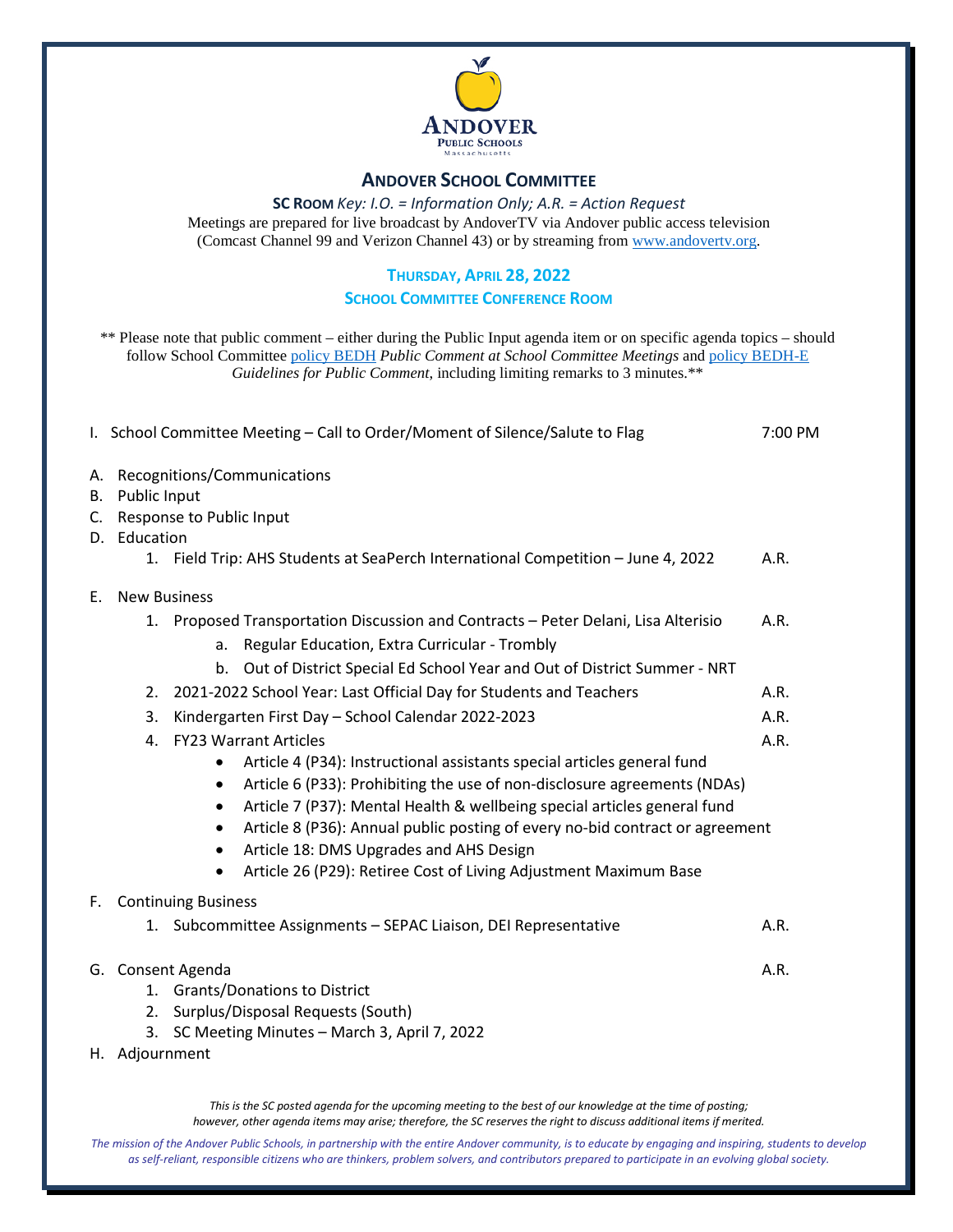ANDOVER
PUBLIC SCHOOLS
Massachusetts

# ANDOVER SCHOOL COMMITTEE

**SC ROOM** *Key: I.O. = Information Only; A.R. = Action Request*

Meetings are prepared for live broadcast by AndoverTV via Andover public access television (Comcast Channel 99 and Verizon Channel 43) or by streaming from www.andovertv.org.

## THURSDAY, APRIL 28, 2022

### SCHOOL COMMITTEE CONFERENCE ROOM

** Please note that public comment – either during the Public Input agenda item or on specific agenda topics – should follow School Committee policy BEDH *Public Comment at School Committee Meetings* and policy BEDH-E *Guidelines for Public Comment*, including limiting remarks to 3 minutes.**

I. School Committee Meeting – Call to Order/Moment of Silence/Salute to Flag — 7:00 PM

A. Recognitions/Communications

B. Public Input

C. Response to Public Input

D. Education
   1. Field Trip: AHS Students at SeaPerch International Competition – June 4, 2022 — A.R.

E. New Business
   1. Proposed Transportation Discussion and Contracts – Peter Delani, Lisa Alterisio — A.R.
      a. Regular Education, Extra Curricular - Trombly
      b. Out of District Special Ed School Year and Out of District Summer - NRT
   2. 2021-2022 School Year: Last Official Day for Students and Teachers — A.R.
   3. Kindergarten First Day – School Calendar 2022-2023 — A.R.
   4. FY23 Warrant Articles — A.R.
      - Article 4 (P34): Instructional assistants special articles general fund
      - Article 6 (P33): Prohibiting the use of non-disclosure agreements (NDAs)
      - Article 7 (P37): Mental Health & wellbeing special articles general fund
      - Article 8 (P36): Annual public posting of every no-bid contract or agreement
      - Article 18: DMS Upgrades and AHS Design
      - Article 26 (P29): Retiree Cost of Living Adjustment Maximum Base

F. Continuing Business
   1. Subcommittee Assignments – SEPAC Liaison, DEI Representative — A.R.

G. Consent Agenda — A.R.
   1. Grants/Donations to District
   2. Surplus/Disposal Requests (South)
   3. SC Meeting Minutes – March 3, April 7, 2022

H. Adjournment

*This is the SC posted agenda for the upcoming meeting to the best of our knowledge at the time of posting; however, other agenda items may arise; therefore, the SC reserves the right to discuss additional items if merited.*

*The mission of the Andover Public Schools, in partnership with the entire Andover community, is to educate by engaging and inspiring, students to develop as self-reliant, responsible citizens who are thinkers, problem solvers, and contributors prepared to participate in an evolving global society.*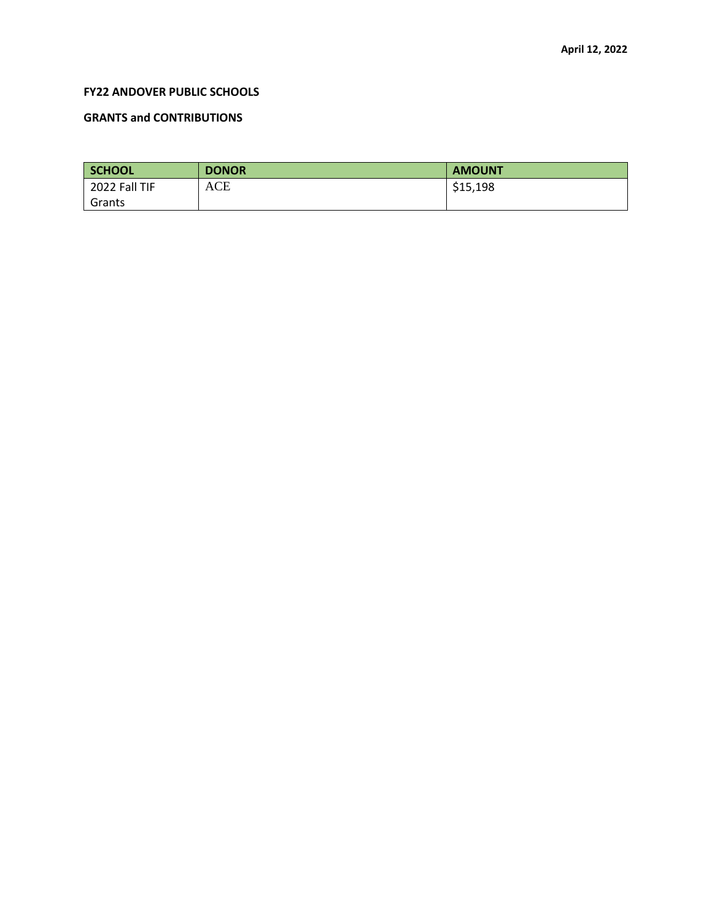**April 12, 2022**

**FY22 ANDOVER PUBLIC SCHOOLS**

**GRANTS and CONTRIBUTIONS**

| SCHOOL | DONOR | AMOUNT |
|---|---|---|
| 2022 Fall TIF Grants | ACE | $15,198 |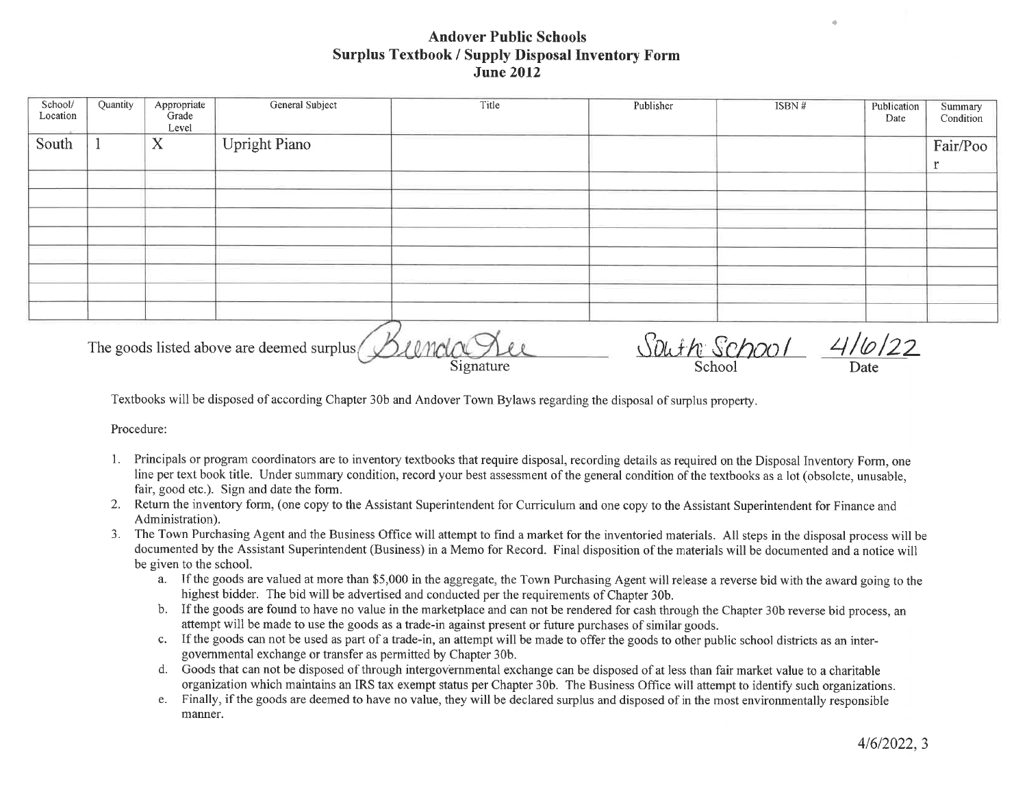# Andover Public Schools
## Surplus Textbook / Supply Disposal Inventory Form
## June 2012

| School/ Location | Quantity | Appropriate Grade Level | General Subject | Title | Publisher | ISBN # | Publication Date | Summary Condition |
|---|---|---|---|---|---|---|---|---|
| South | 1 | X | Upright Piano | | | | | Fair/Poor |
| | | | | | | | | |
| | | | | | | | | |
| | | | | | | | | |
| | | | | | | | | |
| | | | | | | | | |
| | | | | | | | | |
| | | | | | | | | |

The goods listed above are deemed surplus Brenda Lee (Signature) South School (School) 4/6/22 (Date)

Textbooks will be disposed of according Chapter 30b and Andover Town Bylaws regarding the disposal of surplus property.

Procedure:

1. Principals or program coordinators are to inventory textbooks that require disposal, recording details as required on the Disposal Inventory Form, one line per text book title. Under summary condition, record your best assessment of the general condition of the textbooks as a lot (obsolete, unusable, fair, good etc.). Sign and date the form.
2. Return the inventory form, (one copy to the Assistant Superintendent for Curriculum and one copy to the Assistant Superintendent for Finance and Administration).
3. The Town Purchasing Agent and the Business Office will attempt to find a market for the inventoried materials. All steps in the disposal process will be documented by the Assistant Superintendent (Business) in a Memo for Record. Final disposition of the materials will be documented and a notice will be given to the school.
   a. If the goods are valued at more than $5,000 in the aggregate, the Town Purchasing Agent will release a reverse bid with the award going to the highest bidder. The bid will be advertised and conducted per the requirements of Chapter 30b.
   b. If the goods are found to have no value in the marketplace and can not be rendered for cash through the Chapter 30b reverse bid process, an attempt will be made to use the goods as a trade-in against present or future purchases of similar goods.
   c. If the goods can not be used as part of a trade-in, an attempt will be made to offer the goods to other public school districts as an inter-governmental exchange or transfer as permitted by Chapter 30b.
   d. Goods that can not be disposed of through intergovernmental exchange can be disposed of at less than fair market value to a charitable organization which maintains an IRS tax exempt status per Chapter 30b. The Business Office will attempt to identify such organizations.
   e. Finally, if the goods are deemed to have no value, they will be declared surplus and disposed of in the most environmentally responsible manner.

4/6/2022, 3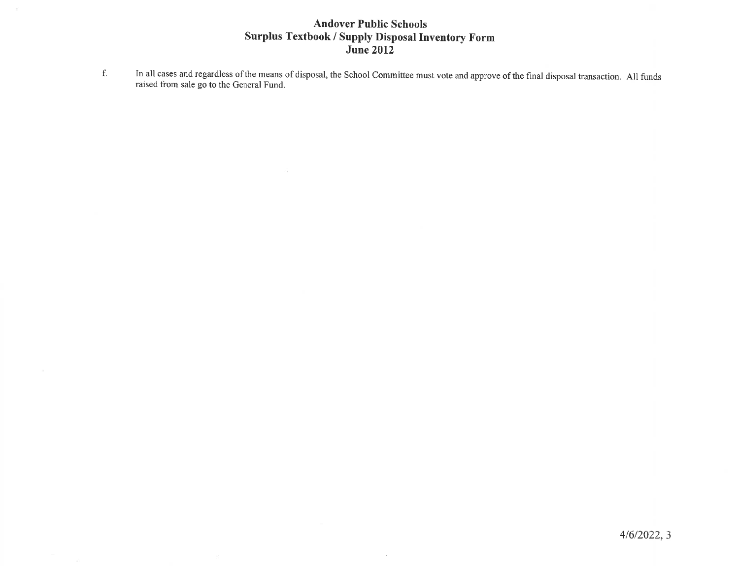# Andover Public Schools
## Surplus Textbook / Supply Disposal Inventory Form
## June 2012

f. In all cases and regardless of the means of disposal, the School Committee must vote and approve of the final disposal transaction. All funds raised from sale go to the General Fund.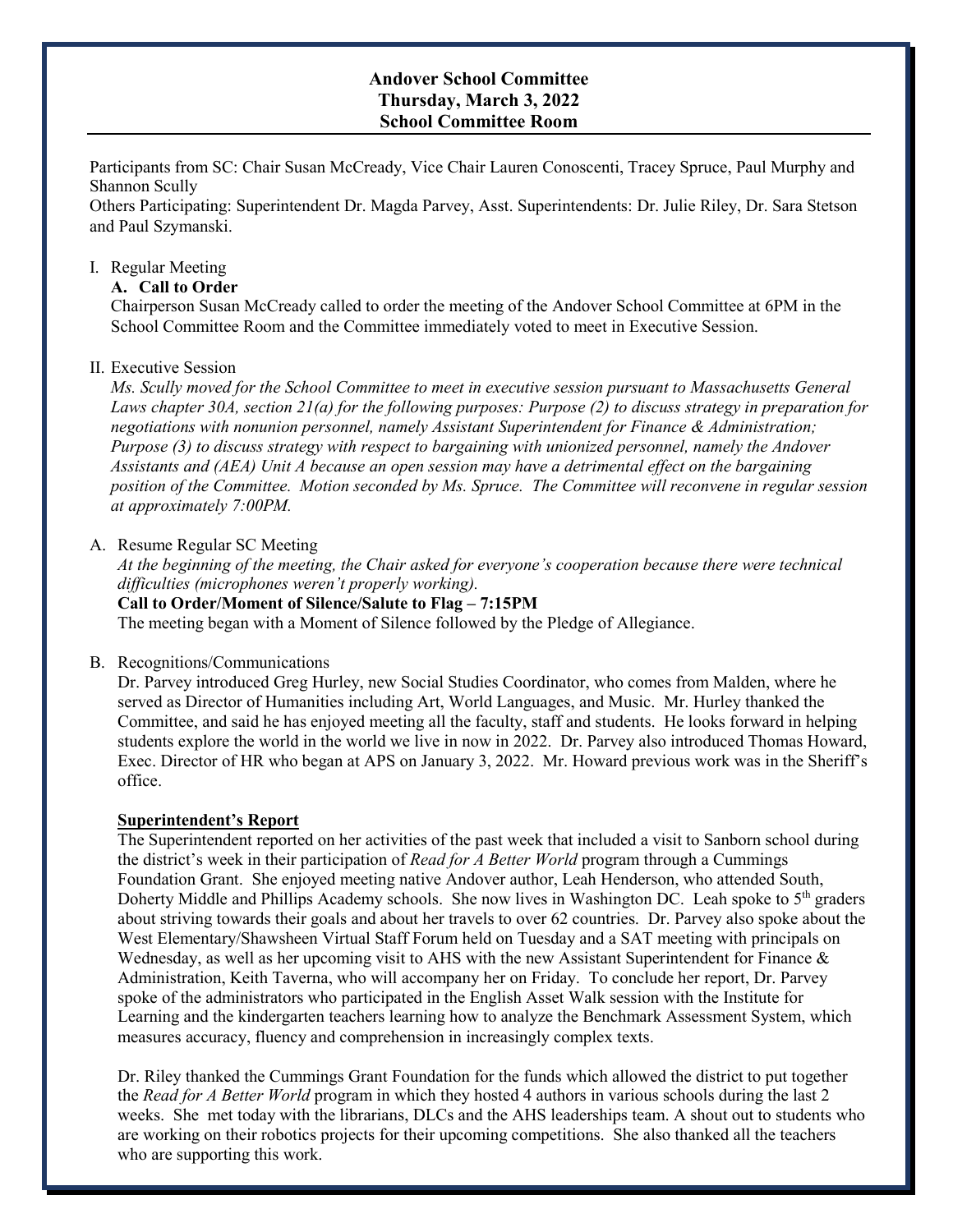**Andover School Committee**
**Thursday, March 3, 2022**
**School Committee Room**

Participants from SC: Chair Susan McCready, Vice Chair Lauren Conoscenti, Tracey Spruce, Paul Murphy and Shannon Scully
Others Participating: Superintendent Dr. Magda Parvey, Asst. Superintendents: Dr. Julie Riley, Dr. Sara Stetson and Paul Szymanski.

I. Regular Meeting

**A. Call to Order**

Chairperson Susan McCready called to order the meeting of the Andover School Committee at 6PM in the School Committee Room and the Committee immediately voted to meet in Executive Session.

II. Executive Session

*Ms. Scully moved for the School Committee to meet in executive session pursuant to Massachusetts General Laws chapter 30A, section 21(a) for the following purposes: Purpose (2) to discuss strategy in preparation for negotiations with nonunion personnel, namely Assistant Superintendent for Finance & Administration; Purpose (3) to discuss strategy with respect to bargaining with unionized personnel, namely the Andover Assistants and (AEA) Unit A because an open session may have a detrimental effect on the bargaining position of the Committee. Motion seconded by Ms. Spruce. The Committee will reconvene in regular session at approximately 7:00PM.*

A. Resume Regular SC Meeting

*At the beginning of the meeting, the Chair asked for everyone's cooperation because there were technical difficulties (microphones weren't properly working).*

**Call to Order/Moment of Silence/Salute to Flag – 7:15PM**

The meeting began with a Moment of Silence followed by the Pledge of Allegiance.

B. Recognitions/Communications

Dr. Parvey introduced Greg Hurley, new Social Studies Coordinator, who comes from Malden, where he served as Director of Humanities including Art, World Languages, and Music. Mr. Hurley thanked the Committee, and said he has enjoyed meeting all the faculty, staff and students. He looks forward in helping students explore the world in the world we live in now in 2022. Dr. Parvey also introduced Thomas Howard, Exec. Director of HR who began at APS on January 3, 2022. Mr. Howard previous work was in the Sheriff's office.

**Superintendent's Report**

The Superintendent reported on her activities of the past week that included a visit to Sanborn school during the district's week in their participation of *Read for A Better World* program through a Cummings Foundation Grant. She enjoyed meeting native Andover author, Leah Henderson, who attended South, Doherty Middle and Phillips Academy schools. She now lives in Washington DC. Leah spoke to 5th graders about striving towards their goals and about her travels to over 62 countries. Dr. Parvey also spoke about the West Elementary/Shawsheen Virtual Staff Forum held on Tuesday and a SAT meeting with principals on Wednesday, as well as her upcoming visit to AHS with the new Assistant Superintendent for Finance & Administration, Keith Taverna, who will accompany her on Friday. To conclude her report, Dr. Parvey spoke of the administrators who participated in the English Asset Walk session with the Institute for Learning and the kindergarten teachers learning how to analyze the Benchmark Assessment System, which measures accuracy, fluency and comprehension in increasingly complex texts.

Dr. Riley thanked the Cummings Grant Foundation for the funds which allowed the district to put together the *Read for A Better World* program in which they hosted 4 authors in various schools during the last 2 weeks. She met today with the librarians, DLCs and the AHS leaderships team. A shout out to students who are working on their robotics projects for their upcoming competitions. She also thanked all the teachers who are supporting this work.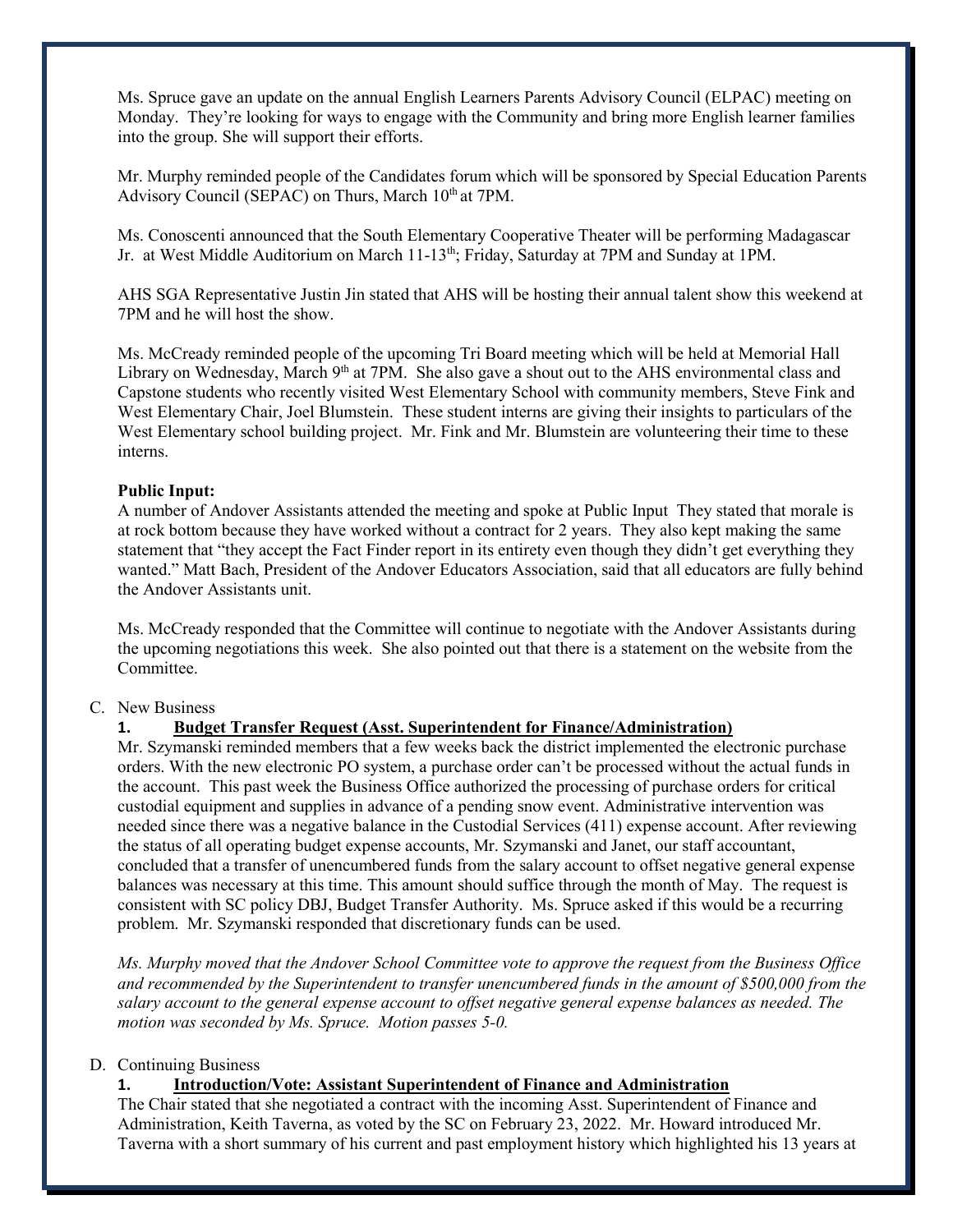Ms. Spruce gave an update on the annual English Learners Parents Advisory Council (ELPAC) meeting on Monday. They're looking for ways to engage with the Community and bring more English learner families into the group. She will support their efforts.

Mr. Murphy reminded people of the Candidates forum which will be sponsored by Special Education Parents Advisory Council (SEPAC) on Thurs, March 10th at 7PM.

Ms. Conoscenti announced that the South Elementary Cooperative Theater will be performing Madagascar Jr. at West Middle Auditorium on March 11-13th; Friday, Saturday at 7PM and Sunday at 1PM.

AHS SGA Representative Justin Jin stated that AHS will be hosting their annual talent show this weekend at 7PM and he will host the show.

Ms. McCready reminded people of the upcoming Tri Board meeting which will be held at Memorial Hall Library on Wednesday, March 9th at 7PM. She also gave a shout out to the AHS environmental class and Capstone students who recently visited West Elementary School with community members, Steve Fink and West Elementary Chair, Joel Blumstein. These student interns are giving their insights to particulars of the West Elementary school building project. Mr. Fink and Mr. Blumstein are volunteering their time to these interns.

**Public Input:**

A number of Andover Assistants attended the meeting and spoke at Public Input They stated that morale is at rock bottom because they have worked without a contract for 2 years. They also kept making the same statement that "they accept the Fact Finder report in its entirety even though they didn't get everything they wanted." Matt Bach, President of the Andover Educators Association, said that all educators are fully behind the Andover Assistants unit.

Ms. McCready responded that the Committee will continue to negotiate with the Andover Assistants during the upcoming negotiations this week. She also pointed out that there is a statement on the website from the Committee.

C. New Business

1. **Budget Transfer Request (Asst. Superintendent for Finance/Administration)**

Mr. Szymanski reminded members that a few weeks back the district implemented the electronic purchase orders. With the new electronic PO system, a purchase order can't be processed without the actual funds in the account. This past week the Business Office authorized the processing of purchase orders for critical custodial equipment and supplies in advance of a pending snow event. Administrative intervention was needed since there was a negative balance in the Custodial Services (411) expense account. After reviewing the status of all operating budget expense accounts, Mr. Szymanski and Janet, our staff accountant, concluded that a transfer of unencumbered funds from the salary account to offset negative general expense balances was necessary at this time. This amount should suffice through the month of May. The request is consistent with SC policy DBJ, Budget Transfer Authority. Ms. Spruce asked if this would be a recurring problem. Mr. Szymanski responded that discretionary funds can be used.

*Ms. Murphy moved that the Andover School Committee vote to approve the request from the Business Office and recommended by the Superintendent to transfer unencumbered funds in the amount of $500,000 from the salary account to the general expense account to offset negative general expense balances as needed. The motion was seconded by Ms. Spruce. Motion passes 5-0.*

D. Continuing Business

1. **Introduction/Vote: Assistant Superintendent of Finance and Administration**

The Chair stated that she negotiated a contract with the incoming Asst. Superintendent of Finance and Administration, Keith Taverna, as voted by the SC on February 23, 2022. Mr. Howard introduced Mr. Taverna with a short summary of his current and past employment history which highlighted his 13 years at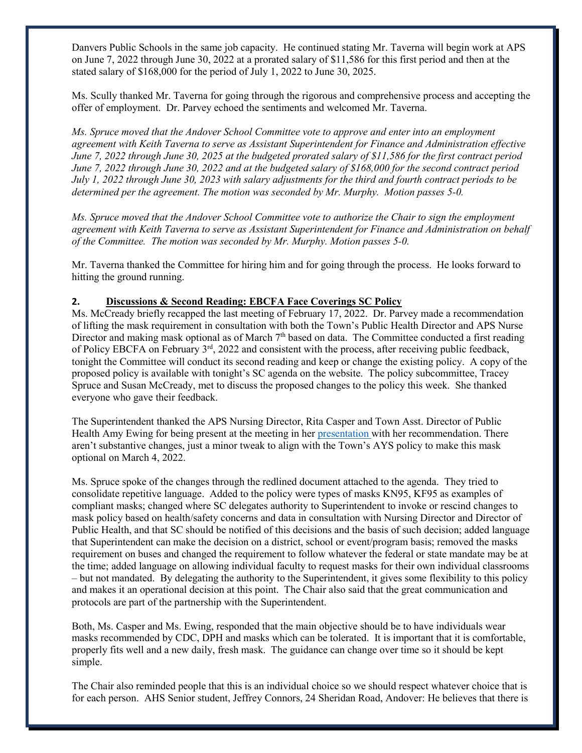Danvers Public Schools in the same job capacity. He continued stating Mr. Taverna will begin work at APS on June 7, 2022 through June 30, 2022 at a prorated salary of $11,586 for this first period and then at the stated salary of $168,000 for the period of July 1, 2022 to June 30, 2025.

Ms. Scully thanked Mr. Taverna for going through the rigorous and comprehensive process and accepting the offer of employment. Dr. Parvey echoed the sentiments and welcomed Mr. Taverna.

*Ms. Spruce moved that the Andover School Committee vote to approve and enter into an employment agreement with Keith Taverna to serve as Assistant Superintendent for Finance and Administration effective June 7, 2022 through June 30, 2025 at the budgeted prorated salary of $11,586 for the first contract period June 7, 2022 through June 30, 2022 and at the budgeted salary of $168,000 for the second contract period July 1, 2022 through June 30, 2023 with salary adjustments for the third and fourth contract periods to be determined per the agreement. The motion was seconded by Mr. Murphy. Motion passes 5-0.*

*Ms. Spruce moved that the Andover School Committee vote to authorize the Chair to sign the employment agreement with Keith Taverna to serve as Assistant Superintendent for Finance and Administration on behalf of the Committee. The motion was seconded by Mr. Murphy. Motion passes 5-0.*

Mr. Taverna thanked the Committee for hiring him and for going through the process. He looks forward to hitting the ground running.

**2. Discussions & Second Reading: EBCFA Face Coverings SC Policy**

Ms. McCready briefly recapped the last meeting of February 17, 2022. Dr. Parvey made a recommendation of lifting the mask requirement in consultation with both the Town's Public Health Director and APS Nurse Director and making mask optional as of March 7th based on data. The Committee conducted a first reading of Policy EBCFA on February 3rd, 2022 and consistent with the process, after receiving public feedback, tonight the Committee will conduct its second reading and keep or change the existing policy. A copy of the proposed policy is available with tonight's SC agenda on the website. The policy subcommittee, Tracey Spruce and Susan McCready, met to discuss the proposed changes to the policy this week. She thanked everyone who gave their feedback.

The Superintendent thanked the APS Nursing Director, Rita Casper and Town Asst. Director of Public Health Amy Ewing for being present at the meeting in her presentation with her recommendation. There aren't substantive changes, just a minor tweak to align with the Town's AYS policy to make this mask optional on March 4, 2022.

Ms. Spruce spoke of the changes through the redlined document attached to the agenda. They tried to consolidate repetitive language. Added to the policy were types of masks KN95, KF95 as examples of compliant masks; changed where SC delegates authority to Superintendent to invoke or rescind changes to mask policy based on health/safety concerns and data in consultation with Nursing Director and Director of Public Health, and that SC should be notified of this decisions and the basis of such decision; added language that Superintendent can make the decision on a district, school or event/program basis; removed the masks requirement on buses and changed the requirement to follow whatever the federal or state mandate may be at the time; added language on allowing individual faculty to request masks for their own individual classrooms – but not mandated. By delegating the authority to the Superintendent, it gives some flexibility to this policy and makes it an operational decision at this point. The Chair also said that the great communication and protocols are part of the partnership with the Superintendent.

Both, Ms. Casper and Ms. Ewing, responded that the main objective should be to have individuals wear masks recommended by CDC, DPH and masks which can be tolerated. It is important that it is comfortable, properly fits well and a new daily, fresh mask. The guidance can change over time so it should be kept simple.

The Chair also reminded people that this is an individual choice so we should respect whatever choice that is for each person. AHS Senior student, Jeffrey Connors, 24 Sheridan Road, Andover: He believes that there is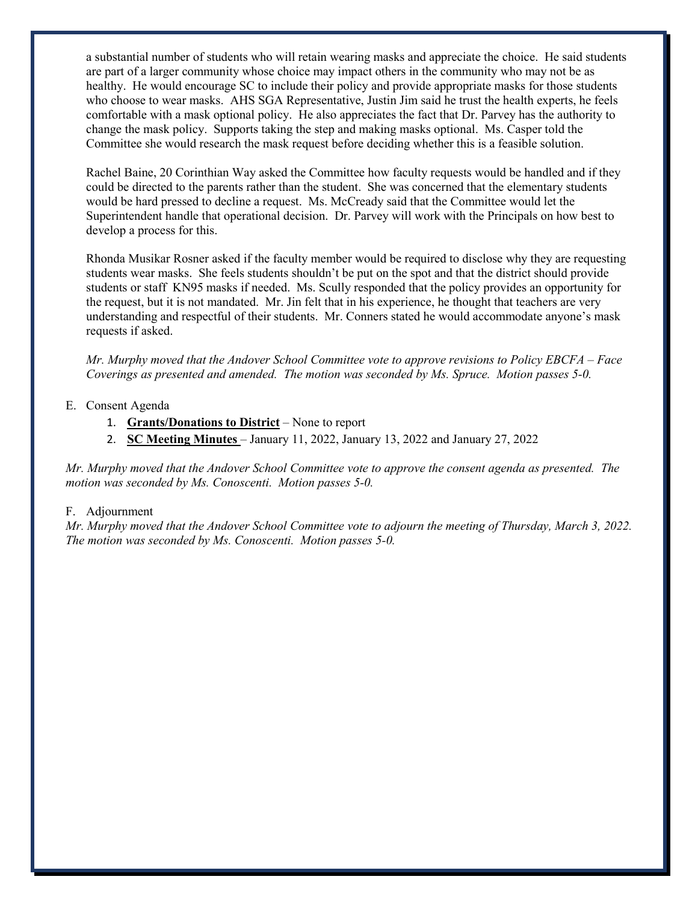a substantial number of students who will retain wearing masks and appreciate the choice. He said students are part of a larger community whose choice may impact others in the community who may not be as healthy. He would encourage SC to include their policy and provide appropriate masks for those students who choose to wear masks. AHS SGA Representative, Justin Jim said he trust the health experts, he feels comfortable with a mask optional policy. He also appreciates the fact that Dr. Parvey has the authority to change the mask policy. Supports taking the step and making masks optional. Ms. Casper told the Committee she would research the mask request before deciding whether this is a feasible solution.

Rachel Baine, 20 Corinthian Way asked the Committee how faculty requests would be handled and if they could be directed to the parents rather than the student. She was concerned that the elementary students would be hard pressed to decline a request. Ms. McCready said that the Committee would let the Superintendent handle that operational decision. Dr. Parvey will work with the Principals on how best to develop a process for this.

Rhonda Musikar Rosner asked if the faculty member would be required to disclose why they are requesting students wear masks. She feels students shouldn't be put on the spot and that the district should provide students or staff KN95 masks if needed. Ms. Scully responded that the policy provides an opportunity for the request, but it is not mandated. Mr. Jin felt that in his experience, he thought that teachers are very understanding and respectful of their students. Mr. Conners stated he would accommodate anyone's mask requests if asked.

*Mr. Murphy moved that the Andover School Committee vote to approve revisions to Policy EBCFA – Face Coverings as presented and amended. The motion was seconded by Ms. Spruce. Motion passes 5-0.*

E. Consent Agenda

1. **Grants/Donations to District** – None to report
2. **SC Meeting Minutes** – January 11, 2022, January 13, 2022 and January 27, 2022

*Mr. Murphy moved that the Andover School Committee vote to approve the consent agenda as presented. The motion was seconded by Ms. Conoscenti. Motion passes 5-0.*

F. Adjournment

*Mr. Murphy moved that the Andover School Committee vote to adjourn the meeting of Thursday, March 3, 2022. The motion was seconded by Ms. Conoscenti. Motion passes 5-0.*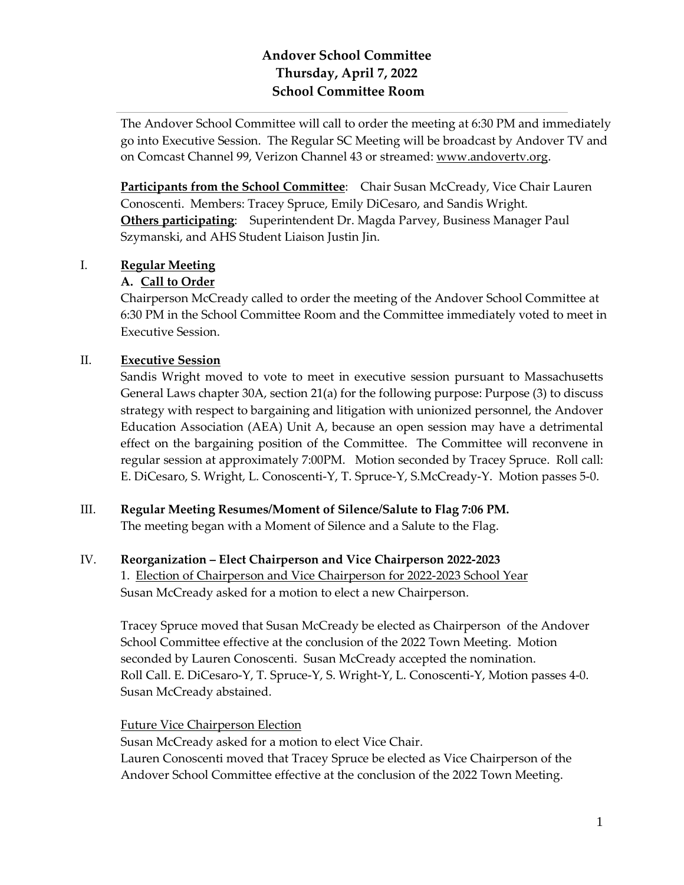# Andover School Committee
## Thursday, April 7, 2022
## School Committee Room

The Andover School Committee will call to order the meeting at 6:30 PM and immediately go into Executive Session. The Regular SC Meeting will be broadcast by Andover TV and on Comcast Channel 99, Verizon Channel 43 or streamed: www.andovertv.org.

**Participants from the School Committee**: Chair Susan McCready, Vice Chair Lauren Conoscenti. Members: Tracey Spruce, Emily DiCesaro, and Sandis Wright.
**Others participating**: Superintendent Dr. Magda Parvey, Business Manager Paul Szymanski, and AHS Student Liaison Justin Jin.

I. **Regular Meeting**

**A. Call to Order**

Chairperson McCready called to order the meeting of the Andover School Committee at 6:30 PM in the School Committee Room and the Committee immediately voted to meet in Executive Session.

II. **Executive Session**

Sandis Wright moved to vote to meet in executive session pursuant to Massachusetts General Laws chapter 30A, section 21(a) for the following purpose: Purpose (3) to discuss strategy with respect to bargaining and litigation with unionized personnel, the Andover Education Association (AEA) Unit A, because an open session may have a detrimental effect on the bargaining position of the Committee. The Committee will reconvene in regular session at approximately 7:00PM. Motion seconded by Tracey Spruce. Roll call: E. DiCesaro, S. Wright, L. Conoscenti-Y, T. Spruce-Y, S.McCready-Y. Motion passes 5-0.

III. **Regular Meeting Resumes/Moment of Silence/Salute to Flag 7:06 PM.**

The meeting began with a Moment of Silence and a Salute to the Flag.

IV. **Reorganization – Elect Chairperson and Vice Chairperson 2022-2023**

1. Election of Chairperson and Vice Chairperson for 2022-2023 School Year

Susan McCready asked for a motion to elect a new Chairperson.

Tracey Spruce moved that Susan McCready be elected as Chairperson of the Andover School Committee effective at the conclusion of the 2022 Town Meeting. Motion seconded by Lauren Conoscenti. Susan McCready accepted the nomination. Roll Call. E. DiCesaro-Y, T. Spruce-Y, S. Wright-Y, L. Conoscenti-Y, Motion passes 4-0. Susan McCready abstained.

Future Vice Chairperson Election

Susan McCready asked for a motion to elect Vice Chair.
Lauren Conoscenti moved that Tracey Spruce be elected as Vice Chairperson of the Andover School Committee effective at the conclusion of the 2022 Town Meeting.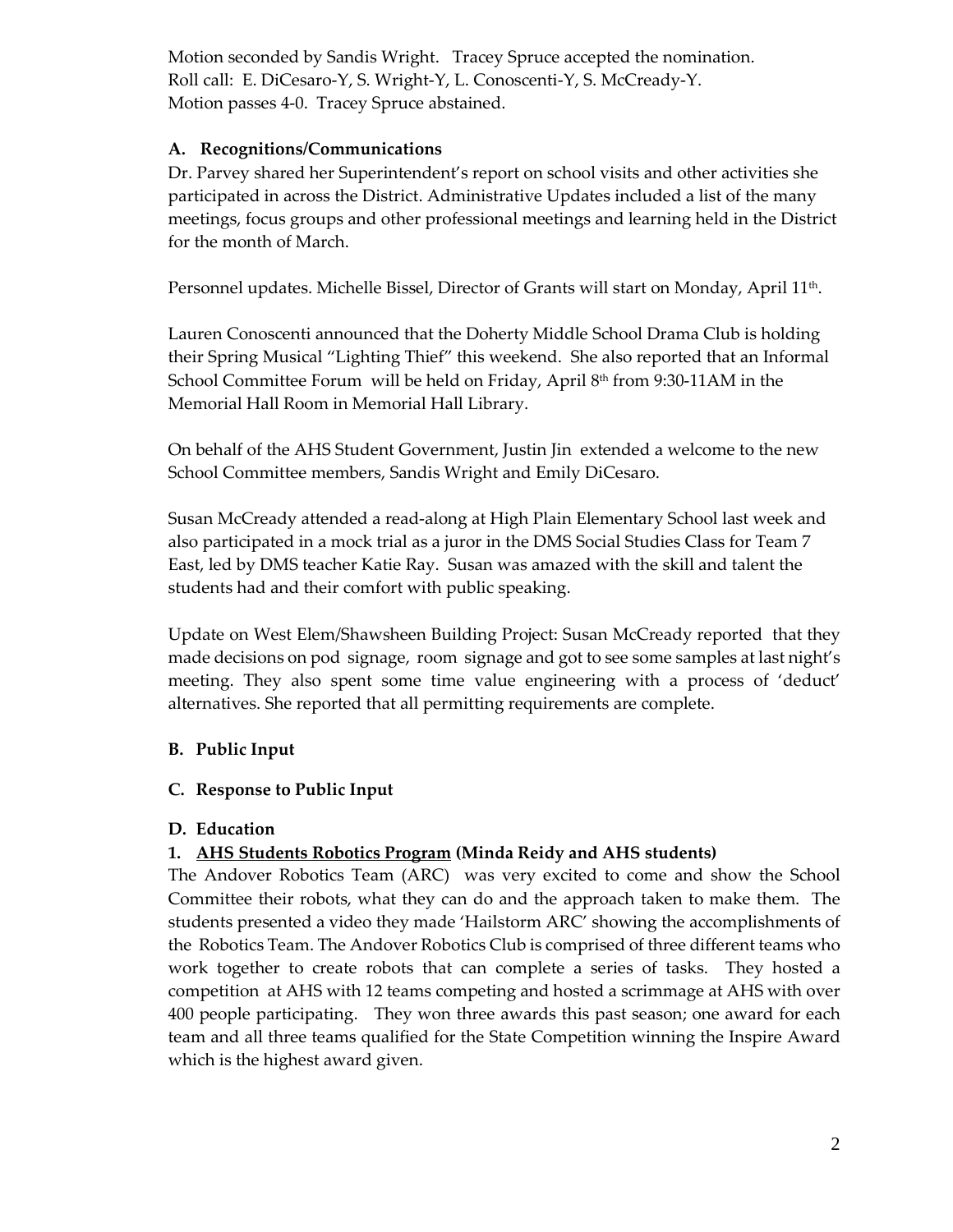Motion seconded by Sandis Wright. Tracey Spruce accepted the nomination.
Roll call: E. DiCesaro-Y, S. Wright-Y, L. Conoscenti-Y, S. McCready-Y.
Motion passes 4-0. Tracey Spruce abstained.

### A. Recognitions/Communications

Dr. Parvey shared her Superintendent's report on school visits and other activities she participated in across the District. Administrative Updates included a list of the many meetings, focus groups and other professional meetings and learning held in the District for the month of March.

Personnel updates. Michelle Bissel, Director of Grants will start on Monday, April 11th.

Lauren Conoscenti announced that the Doherty Middle School Drama Club is holding their Spring Musical "Lighting Thief" this weekend. She also reported that an Informal School Committee Forum will be held on Friday, April 8th from 9:30-11AM in the Memorial Hall Room in Memorial Hall Library.

On behalf of the AHS Student Government, Justin Jin extended a welcome to the new School Committee members, Sandis Wright and Emily DiCesaro.

Susan McCready attended a read-along at High Plain Elementary School last week and also participated in a mock trial as a juror in the DMS Social Studies Class for Team 7 East, led by DMS teacher Katie Ray. Susan was amazed with the skill and talent the students had and their comfort with public speaking.

Update on West Elem/Shawsheen Building Project: Susan McCready reported that they made decisions on pod signage, room signage and got to see some samples at last night's meeting. They also spent some time value engineering with a process of 'deduct' alternatives. She reported that all permitting requirements are complete.

### B. Public Input

### C. Response to Public Input

### D. Education

**1. <u>AHS Students Robotics Program</u> (Minda Reidy and AHS students)**

The Andover Robotics Team (ARC) was very excited to come and show the School Committee their robots, what they can do and the approach taken to make them. The students presented a video they made 'Hailstorm ARC' showing the accomplishments of the Robotics Team. The Andover Robotics Club is comprised of three different teams who work together to create robots that can complete a series of tasks. They hosted a competition at AHS with 12 teams competing and hosted a scrimmage at AHS with over 400 people participating. They won three awards this past season; one award for each team and all three teams qualified for the State Competition winning the Inspire Award which is the highest award given.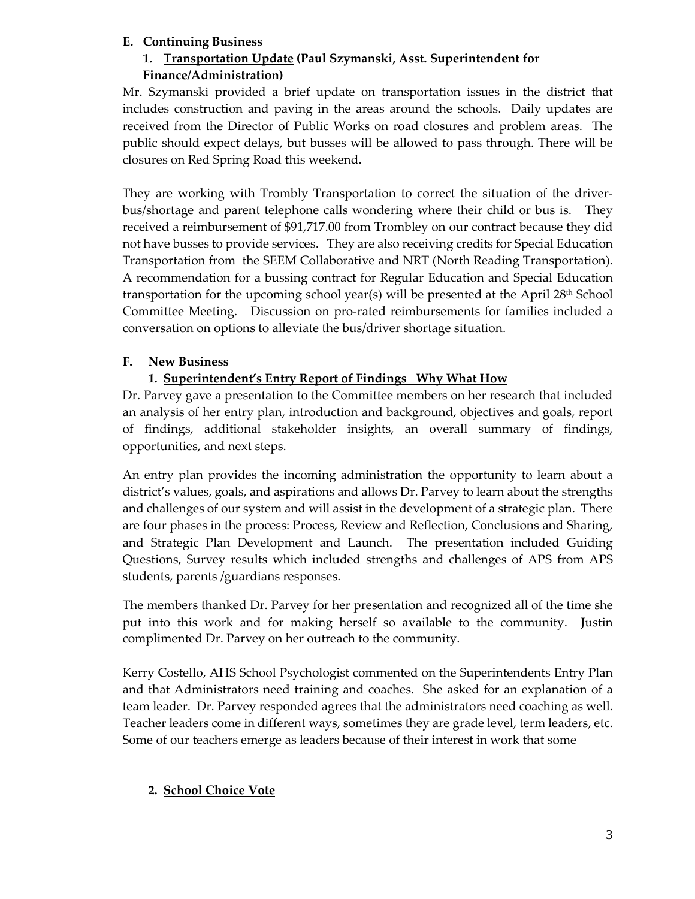**E. Continuing Business**

**1. Transportation Update (Paul Szymanski, Asst. Superintendent for Finance/Administration)**

Mr. Szymanski provided a brief update on transportation issues in the district that includes construction and paving in the areas around the schools. Daily updates are received from the Director of Public Works on road closures and problem areas. The public should expect delays, but busses will be allowed to pass through. There will be closures on Red Spring Road this weekend.

They are working with Trombly Transportation to correct the situation of the driver-bus/shortage and parent telephone calls wondering where their child or bus is. They received a reimbursement of $91,717.00 from Trombley on our contract because they did not have busses to provide services. They are also receiving credits for Special Education Transportation from the SEEM Collaborative and NRT (North Reading Transportation). A recommendation for a bussing contract for Regular Education and Special Education transportation for the upcoming school year(s) will be presented at the April 28th School Committee Meeting. Discussion on pro-rated reimbursements for families included a conversation on options to alleviate the bus/driver shortage situation.

**F. New Business**

**1. Superintendent's Entry Report of Findings Why What How**

Dr. Parvey gave a presentation to the Committee members on her research that included an analysis of her entry plan, introduction and background, objectives and goals, report of findings, additional stakeholder insights, an overall summary of findings, opportunities, and next steps.

An entry plan provides the incoming administration the opportunity to learn about a district's values, goals, and aspirations and allows Dr. Parvey to learn about the strengths and challenges of our system and will assist in the development of a strategic plan. There are four phases in the process: Process, Review and Reflection, Conclusions and Sharing, and Strategic Plan Development and Launch. The presentation included Guiding Questions, Survey results which included strengths and challenges of APS from APS students, parents /guardians responses.

The members thanked Dr. Parvey for her presentation and recognized all of the time she put into this work and for making herself so available to the community. Justin complimented Dr. Parvey on her outreach to the community.

Kerry Costello, AHS School Psychologist commented on the Superintendents Entry Plan and that Administrators need training and coaches. She asked for an explanation of a team leader. Dr. Parvey responded agrees that the administrators need coaching as well. Teacher leaders come in different ways, sometimes they are grade level, term leaders, etc. Some of our teachers emerge as leaders because of their interest in work that some

**2. School Choice Vote**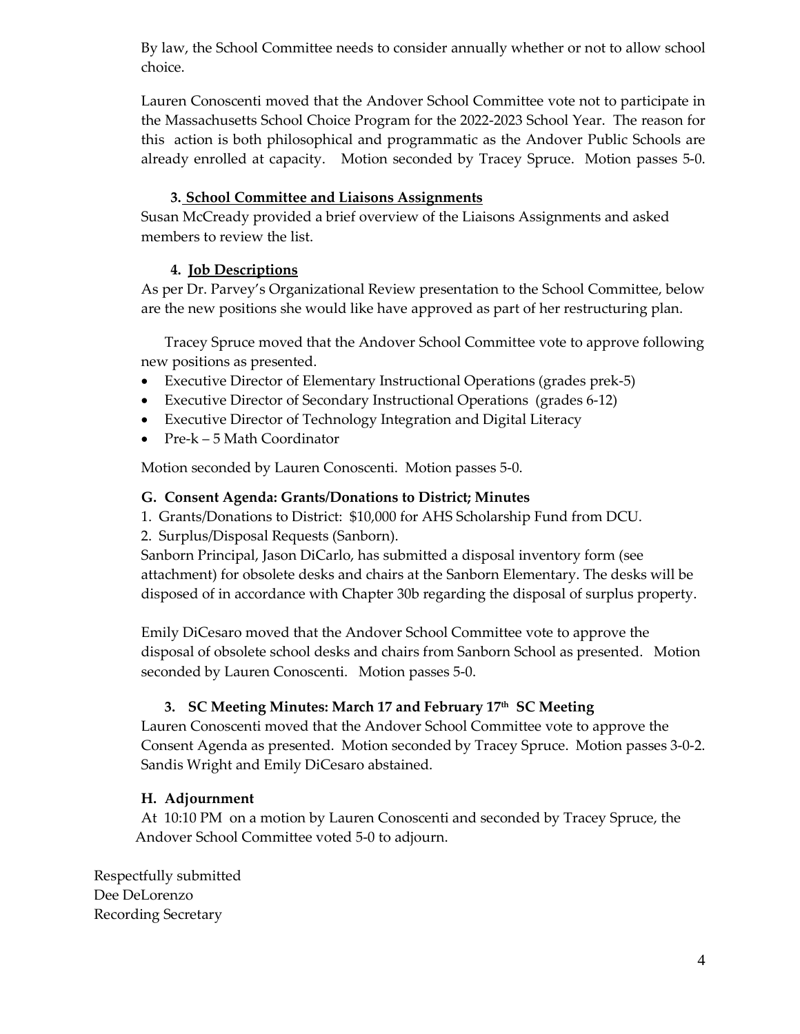By law, the School Committee needs to consider annually whether or not to allow school choice.

Lauren Conoscenti moved that the Andover School Committee vote not to participate in the Massachusetts School Choice Program for the 2022-2023 School Year. The reason for this action is both philosophical and programmatic as the Andover Public Schools are already enrolled at capacity. Motion seconded by Tracey Spruce. Motion passes 5-0.

**3. School Committee and Liaisons Assignments**

Susan McCready provided a brief overview of the Liaisons Assignments and asked members to review the list.

**4. Job Descriptions**

As per Dr. Parvey's Organizational Review presentation to the School Committee, below are the new positions she would like have approved as part of her restructuring plan.

Tracey Spruce moved that the Andover School Committee vote to approve following new positions as presented.

- Executive Director of Elementary Instructional Operations (grades prek-5)
- Executive Director of Secondary Instructional Operations (grades 6-12)
- Executive Director of Technology Integration and Digital Literacy
- Pre-k – 5 Math Coordinator

Motion seconded by Lauren Conoscenti. Motion passes 5-0.

**G. Consent Agenda: Grants/Donations to District; Minutes**

1. Grants/Donations to District: $10,000 for AHS Scholarship Fund from DCU.
2. Surplus/Disposal Requests (Sanborn).

Sanborn Principal, Jason DiCarlo, has submitted a disposal inventory form (see attachment) for obsolete desks and chairs at the Sanborn Elementary. The desks will be disposed of in accordance with Chapter 30b regarding the disposal of surplus property.

Emily DiCesaro moved that the Andover School Committee vote to approve the disposal of obsolete school desks and chairs from Sanborn School as presented. Motion seconded by Lauren Conoscenti. Motion passes 5-0.

**3. SC Meeting Minutes: March 17 and February 17th SC Meeting**

Lauren Conoscenti moved that the Andover School Committee vote to approve the Consent Agenda as presented. Motion seconded by Tracey Spruce. Motion passes 3-0-2. Sandis Wright and Emily DiCesaro abstained.

**H. Adjournment**

At 10:10 PM on a motion by Lauren Conoscenti and seconded by Tracey Spruce, the Andover School Committee voted 5-0 to adjourn.

Respectfully submitted
Dee DeLorenzo
Recording Secretary